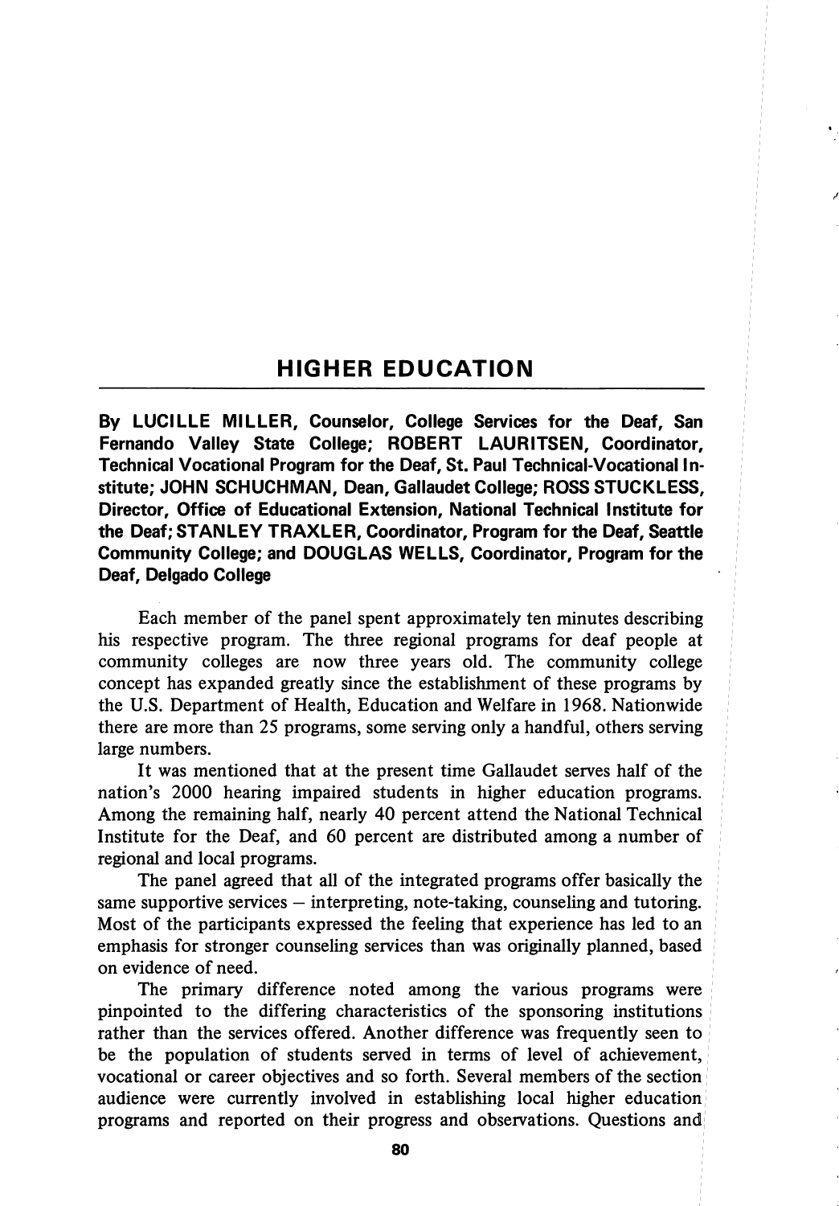## HIGHER EDUCATION

**By LUCILLE MILLER, Counselor, College Services for the Deaf, San Fernando Valley State College; ROBERT LAURITSEN, Coordinator, Technical Vocational Program for the Deaf, St. Paul Technical-Vocational Institute; JOHN SCHUCHMAN, Dean, Gallaudet College; ROSS STUCKLESS, Director, Office of Educational Extension, National Technical Institute for the Deaf; STANLEY TRAXLER, Coordinator, Program for the Deaf, Seattle Community College; and DOUGLAS WELLS, Coordinator, Program for the Deaf, Delgado College**

Each member of the panel spent approximately ten minutes describing his respective program. The three regional programs for deaf people at community colleges are now three years old. The community college concept has expanded greatly since the establishment of these programs by the U.S. Department of Health, Education and Welfare in 1968. Nationwide there are more than 25 programs, some serving only a handful, others serving large numbers.

It was mentioned that at the present time Gallaudet serves half of the nation's 2000 hearing impaired students in higher education programs. Among the remaining half, nearly 40 percent attend the National Technical Institute for the Deaf, and 60 percent are distributed among a number of regional and local programs.

The panel agreed that all of the integrated programs offer basically the same supportive services – interpreting, note-taking, counseling and tutoring. Most of the participants expressed the feeling that experience has led to an emphasis for stronger counseling services than was originally planned, based on evidence of need.

The primary difference noted among the various programs were pinpointed to the differing characteristics of the sponsoring institutions rather than the services offered. Another difference was frequently seen to be the population of students served in terms of level of achievement, vocational or career objectives and so forth. Several members of the section audience were currently involved in establishing local higher education programs and reported on their progress and observations. Questions and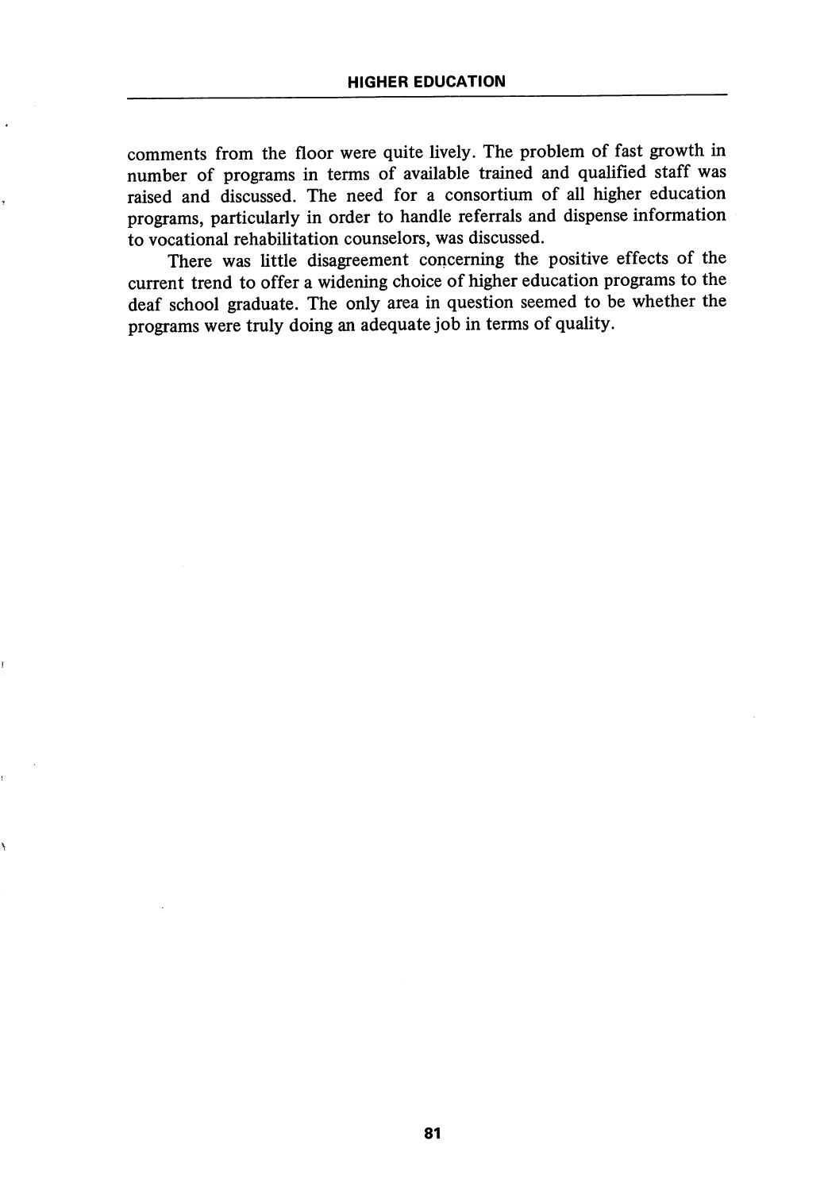comments from the floor were quite lively. The problem of fast growth in number of programs in terms of available trained and qualified staff was raised and discussed. The need for a consortium of all higher education programs, particularly in order to handle referrals and dispense information to vocational rehabilitation counselors, was discussed.

There was little disagreement concerning the positive effects of the current trend to offer a widening choice of higher education programs to the deaf school graduate. The only area in question seemed to be whether the programs were truly doing an adequate job in terms of quality.